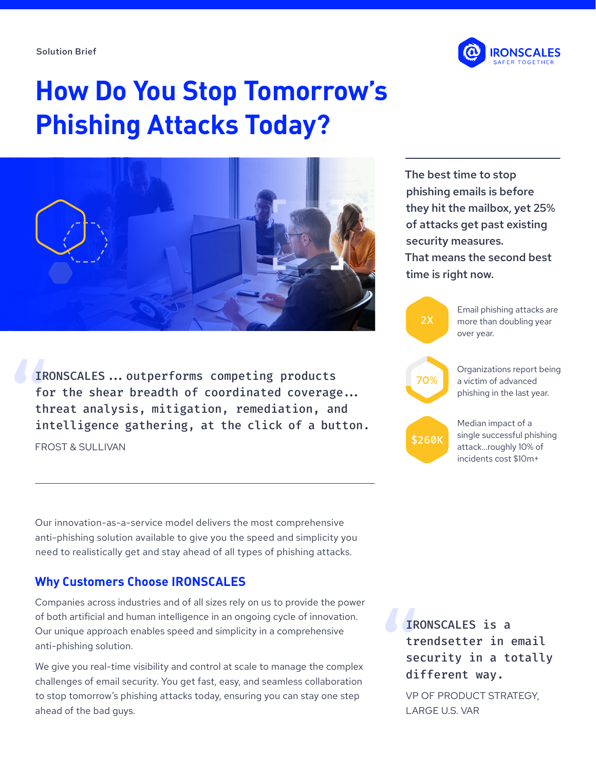Solution Brief

# How Do You Stop Tomorrow's Phishing Attacks Today?

The best time to stop phishing emails is before they hit the mailbox, yet 25% of attacks get past existing security measures. That means the second best time is right now.

**2X** — Email phishing attacks are more than doubling year over year.

**70%** — Organizations report being a victim of advanced phishing in the last year.

**$260K** — Median impact of a single successful phishing attack...roughly 10% of incidents cost $10m+

> IRONSCALES ... outperforms competing products for the shear breadth of coordinated coverage... threat analysis, mitigation, remediation, and intelligence gathering, at the click of a button.
>
> FROST & SULLIVAN

Our innovation-as-a-service model delivers the most comprehensive anti-phishing solution available to give you the speed and simplicity you need to realistically get and stay ahead of all types of phishing attacks.

## Why Customers Choose IRONSCALES

Companies across industries and of all sizes rely on us to provide the power of both artificial and human intelligence in an ongoing cycle of innovation. Our unique approach enables speed and simplicity in a comprehensive anti-phishing solution.

We give you real-time visibility and control at scale to manage the complex challenges of email security. You get fast, easy, and seamless collaboration to stop tomorrow's phishing attacks today, ensuring you can stay one step ahead of the bad guys.

> IRONSCALES is a trendsetter in email security in a totally different way.
>
> VP OF PRODUCT STRATEGY, LARGE U.S. VAR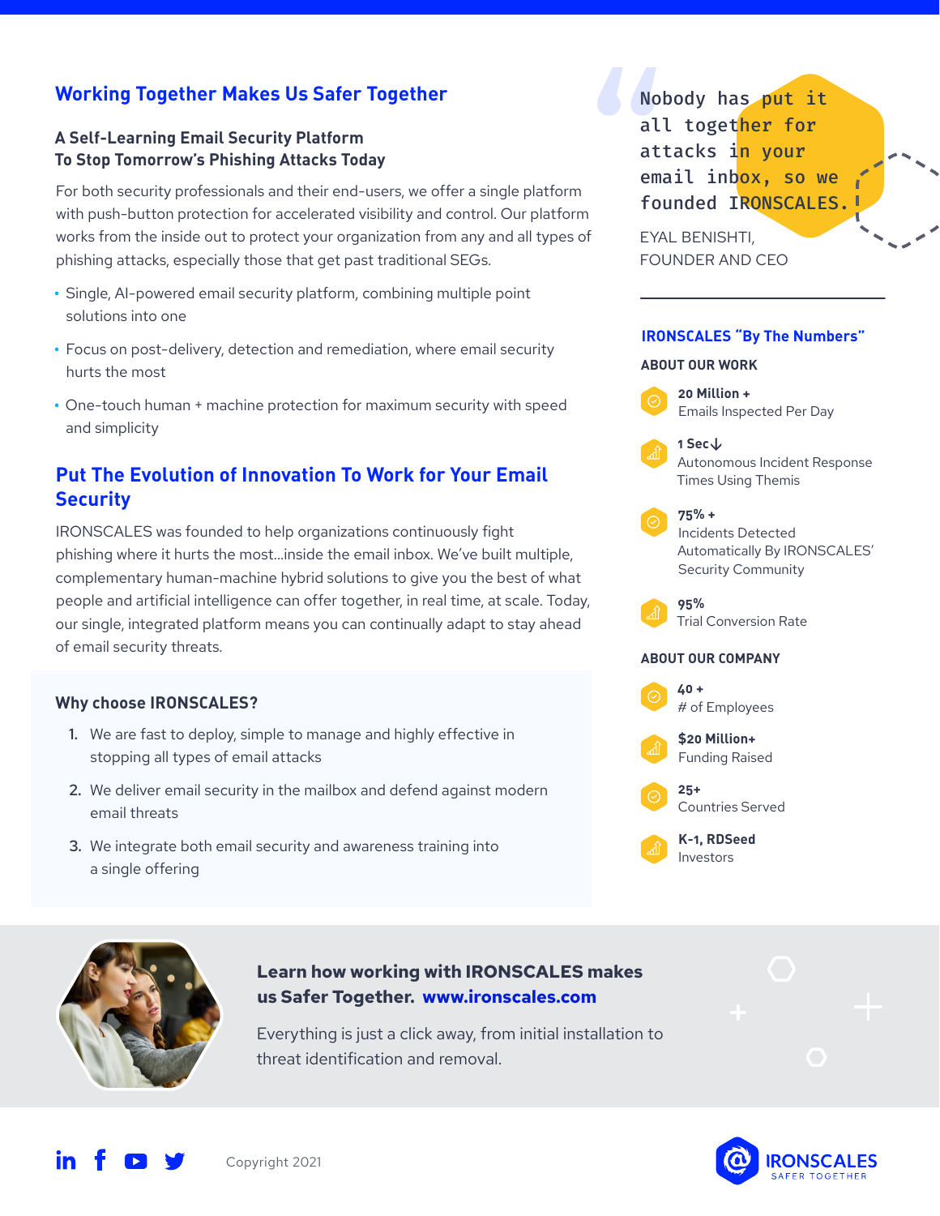## Working Together Makes Us Safer Together

### A Self-Learning Email Security Platform To Stop Tomorrow's Phishing Attacks Today

For both security professionals and their end-users, we offer a single platform with push-button protection for accelerated visibility and control. Our platform works from the inside out to protect your organization from any and all types of phishing attacks, especially those that get past traditional SEGs.

- Single, AI-powered email security platform, combining multiple point solutions into one
- Focus on post-delivery, detection and remediation, where email security hurts the most
- One-touch human + machine protection for maximum security with speed and simplicity

## Put The Evolution of Innovation To Work for Your Email Security

IRONSCALES was founded to help organizations continuously fight phishing where it hurts the most...inside the email inbox. We've built multiple, complementary human-machine hybrid solutions to give you the best of what people and artificial intelligence can offer together, in real time, at scale. Today, our single, integrated platform means you can continually adapt to stay ahead of email security threats.

### Why choose IRONSCALES?

1. We are fast to deploy, simple to manage and highly effective in stopping all types of email attacks
2. We deliver email security in the mailbox and defend against modern email threats
3. We integrate both email security and awareness training into a single offering

> Nobody has put it all together for attacks in your email inbox, so we founded IRONSCALES.
>
> EYAL BENISHTI, FOUNDER AND CEO

### IRONSCALES "By The Numbers"

**ABOUT OUR WORK**

- **20 Million +** Emails Inspected Per Day
- **1 Sec↓** Autonomous Incident Response Times Using Themis
- **75% +** Incidents Detected Automatically By IRONSCALES' Security Community
- **95%** Trial Conversion Rate

**ABOUT OUR COMPANY**

- **40 +** # of Employees
- **$20 Million+** Funding Raised
- **25+** Countries Served
- **K-1, RDSeed** Investors

**Learn how working with IRONSCALES makes us Safer Together. www.ironscales.com**

Everything is just a click away, from initial installation to threat identification and removal.

Copyright 2021

IRONSCALES SAFER TOGETHER